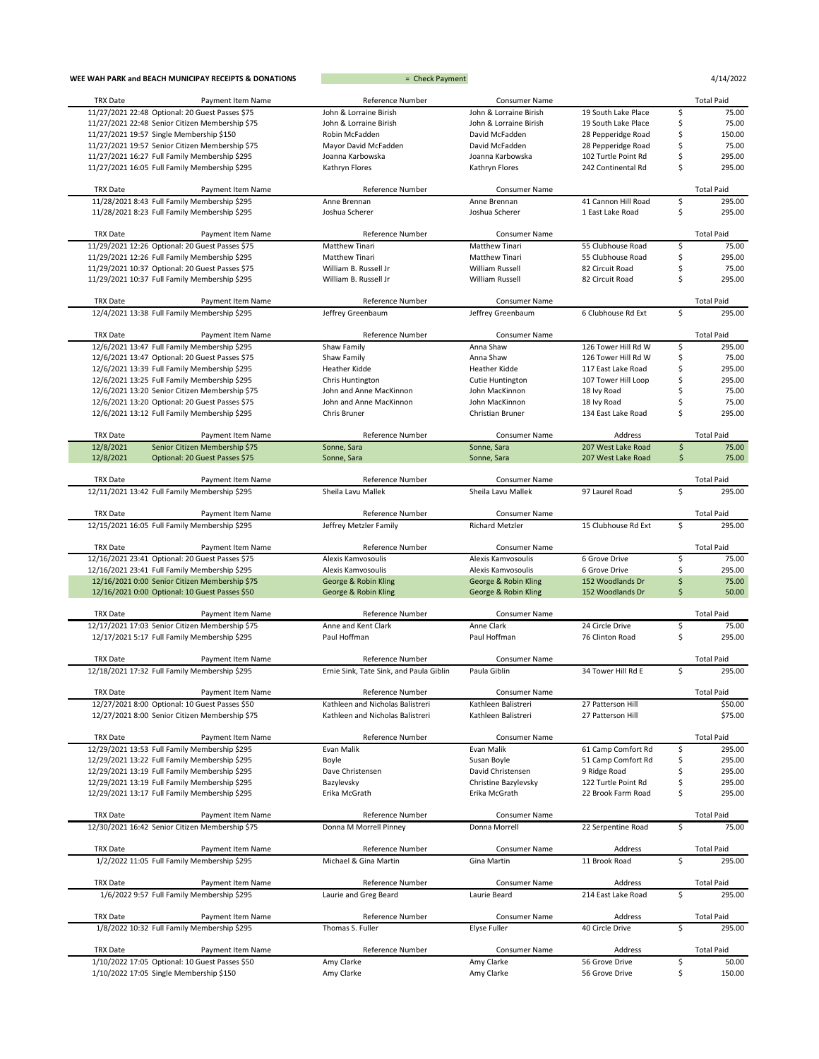**WEE WAH PARK and BEACH MUNICIPAY RECEIPTS & DONATIONS** = Check Payment 4/14/2022

| TRX Date | Payment Item Name | Reference Number | Consumer Name | | | Total Paid |
|---|---|---|---|---|---|---|
| 11/27/2021 22:48 | Optional: 20 Guest Passes $75 | John & Lorraine Birish | John & Lorraine Birish | 19 South Lake Place | $ | 75.00 |
| 11/27/2021 22:48 | Senior Citizen Membership $75 | John & Lorraine Birish | John & Lorraine Birish | 19 South Lake Place | $ | 75.00 |
| 11/27/2021 19:57 | Single Membership $150 | Robin McFadden | David McFadden | 28 Pepperidge Road | $ | 150.00 |
| 11/27/2021 19:57 | Senior Citizen Membership $75 | Mayor David McFadden | David McFadden | 28 Pepperidge Road | $ | 75.00 |
| 11/27/2021 16:27 | Full Family Membership $295 | Joanna Karbowska | Joanna Karbowska | 102 Turtle Point Rd | $ | 295.00 |
| 11/27/2021 16:05 | Full Family Membership $295 | Kathryn Flores | Kathryn Flores | 242 Continental Rd | $ | 295.00 |

| TRX Date | Payment Item Name | Reference Number | Consumer Name | | | Total Paid |
|---|---|---|---|---|---|---|
| 11/28/2021 8:43 | Full Family Membership $295 | Anne Brennan | Anne Brennan | 41 Cannon Hill Road | $ | 295.00 |
| 11/28/2021 8:23 | Full Family Membership $295 | Joshua Scherer | Joshua Scherer | 1 East Lake Road | $ | 295.00 |

| TRX Date | Payment Item Name | Reference Number | Consumer Name | | | Total Paid |
|---|---|---|---|---|---|---|
| 11/29/2021 12:26 | Optional: 20 Guest Passes $75 | Matthew Tinari | Matthew Tinari | 55 Clubhouse Road | $ | 75.00 |
| 11/29/2021 12:26 | Full Family Membership $295 | Matthew Tinari | Matthew Tinari | 55 Clubhouse Road | $ | 295.00 |
| 11/29/2021 10:37 | Optional: 20 Guest Passes $75 | William B. Russell Jr | William Russell | 82 Circuit Road | $ | 75.00 |
| 11/29/2021 10:37 | Full Family Membership $295 | William B. Russell Jr | William Russell | 82 Circuit Road | $ | 295.00 |

| TRX Date | Payment Item Name | Reference Number | Consumer Name | | | Total Paid |
|---|---|---|---|---|---|---|
| 12/4/2021 13:38 | Full Family Membership $295 | Jeffrey Greenbaum | Jeffrey Greenbaum | 6 Clubhouse Rd Ext | $ | 295.00 |

| TRX Date | Payment Item Name | Reference Number | Consumer Name | | | Total Paid |
|---|---|---|---|---|---|---|
| 12/6/2021 13:47 | Full Family Membership $295 | Shaw Family | Anna Shaw | 126 Tower Hill Rd W | $ | 295.00 |
| 12/6/2021 13:47 | Optional: 20 Guest Passes $75 | Shaw Family | Anna Shaw | 126 Tower Hill Rd W | $ | 75.00 |
| 12/6/2021 13:39 | Full Family Membership $295 | Heather Kidde | Heather Kidde | 117 East Lake Road | $ | 295.00 |
| 12/6/2021 13:25 | Full Family Membership $295 | Chris Huntington | Cutie Huntington | 107 Tower Hill Loop | $ | 295.00 |
| 12/6/2021 13:20 | Senior Citizen Membership $75 | John and Anne MacKinnon | John MacKinnon | 18 Ivy Road | $ | 75.00 |
| 12/6/2021 13:20 | Optional: 20 Guest Passes $75 | John and Anne MacKinnon | John MacKinnon | 18 Ivy Road | $ | 75.00 |
| 12/6/2021 13:12 | Full Family Membership $295 | Chris Bruner | Christian Bruner | 134 East Lake Road | $ | 295.00 |

| TRX Date | Payment Item Name | Reference Number | Consumer Name | Address | | Total Paid |
|---|---|---|---|---|---|---|
| 12/8/2021 | Senior Citizen Membership $75 | Sonne, Sara | Sonne, Sara | 207 West Lake Road | $ | 75.00 |
| 12/8/2021 | Optional: 20 Guest Passes $75 | Sonne, Sara | Sonne, Sara | 207 West Lake Road | $ | 75.00 |

| TRX Date | Payment Item Name | Reference Number | Consumer Name | | | Total Paid |
|---|---|---|---|---|---|---|
| 12/11/2021 13:42 | Full Family Membership $295 | Sheila Lavu Mallek | Sheila Lavu Mallek | 97 Laurel Road | $ | 295.00 |

| TRX Date | Payment Item Name | Reference Number | Consumer Name | | | Total Paid |
|---|---|---|---|---|---|---|
| 12/15/2021 16:05 | Full Family Membership $295 | Jeffrey Metzler Family | Richard Metzler | 15 Clubhouse Rd Ext | $ | 295.00 |

| TRX Date | Payment Item Name | Reference Number | Consumer Name | | | Total Paid |
|---|---|---|---|---|---|---|
| 12/16/2021 23:41 | Optional: 20 Guest Passes $75 | Alexis Kamvosoulis | Alexis Kamvosoulis | 6 Grove Drive | $ | 75.00 |
| 12/16/2021 23:41 | Full Family Membership $295 | Alexis Kamvosoulis | Alexis Kamvosoulis | 6 Grove Drive | $ | 295.00 |
| 12/16/2021 0:00 | Senior Citizen Membership $75 | George & Robin Kling | George & Robin Kling | 152 Woodlands Dr | $ | 75.00 |
| 12/16/2021 0:00 | Optional: 10 Guest Passes $50 | George & Robin Kling | George & Robin Kling | 152 Woodlands Dr | $ | 50.00 |

| TRX Date | Payment Item Name | Reference Number | Consumer Name | | | Total Paid |
|---|---|---|---|---|---|---|
| 12/17/2021 17:03 | Senior Citizen Membership $75 | Anne and Kent Clark | Anne Clark | 24 Circle Drive | $ | 75.00 |
| 12/17/2021 5:17 | Full Family Membership $295 | Paul Hoffman | Paul Hoffman | 76 Clinton Road | $ | 295.00 |

| TRX Date | Payment Item Name | Reference Number | Consumer Name | | | Total Paid |
|---|---|---|---|---|---|---|
| 12/18/2021 17:32 | Full Family Membership $295 | Ernie Sink, Tate Sink, and Paula Giblin | Paula Giblin | 34 Tower Hill Rd E | $ | 295.00 |

| TRX Date | Payment Item Name | Reference Number | Consumer Name | | | Total Paid |
|---|---|---|---|---|---|---|
| 12/27/2021 8:00 | Optional: 10 Guest Passes $50 | Kathleen and Nicholas Balistreri | Kathleen Balistreri | 27 Patterson Hill | | $50.00 |
| 12/27/2021 8:00 | Senior Citizen Membership $75 | Kathleen and Nicholas Balistreri | Kathleen Balistreri | 27 Patterson Hill | | $75.00 |

| TRX Date | Payment Item Name | Reference Number | Consumer Name | | | Total Paid |
|---|---|---|---|---|---|---|
| 12/29/2021 13:53 | Full Family Membership $295 | Evan Malik | Evan Malik | 61 Camp Comfort Rd | $ | 295.00 |
| 12/29/2021 13:22 | Full Family Membership $295 | Boyle | Susan Boyle | 51 Camp Comfort Rd | $ | 295.00 |
| 12/29/2021 13:19 | Full Family Membership $295 | Dave Christensen | David Christensen | 9 Ridge Road | $ | 295.00 |
| 12/29/2021 13:19 | Full Family Membership $295 | Bazylevsky | Christine Bazylevsky | 122 Turtle Point Rd | $ | 295.00 |
| 12/29/2021 13:17 | Full Family Membership $295 | Erika McGrath | Erika McGrath | 22 Brook Farm Road | $ | 295.00 |

| TRX Date | Payment Item Name | Reference Number | Consumer Name | | | Total Paid |
|---|---|---|---|---|---|---|
| 12/30/2021 16:42 | Senior Citizen Membership $75 | Donna M Morrell Pinney | Donna Morrell | 22 Serpentine Road | $ | 75.00 |

| TRX Date | Payment Item Name | Reference Number | Consumer Name | Address | | Total Paid |
|---|---|---|---|---|---|---|
| 1/2/2022 11:05 | Full Family Membership $295 | Michael & Gina Martin | Gina Martin | 11 Brook Road | $ | 295.00 |

| TRX Date | Payment Item Name | Reference Number | Consumer Name | Address | | Total Paid |
|---|---|---|---|---|---|---|
| 1/6/2022 9:57 | Full Family Membership $295 | Laurie and Greg Beard | Laurie Beard | 214 East Lake Road | $ | 295.00 |

| TRX Date | Payment Item Name | Reference Number | Consumer Name | Address | | Total Paid |
|---|---|---|---|---|---|---|
| 1/8/2022 10:32 | Full Family Membership $295 | Thomas S. Fuller | Elyse Fuller | 40 Circle Drive | $ | 295.00 |

| TRX Date | Payment Item Name | Reference Number | Consumer Name | Address | | Total Paid |
|---|---|---|---|---|---|---|
| 1/10/2022 17:05 | Optional: 10 Guest Passes $50 | Amy Clarke | Amy Clarke | 56 Grove Drive | $ | 50.00 |
| 1/10/2022 17:05 | Single Membership $150 | Amy Clarke | Amy Clarke | 56 Grove Drive | $ | 150.00 |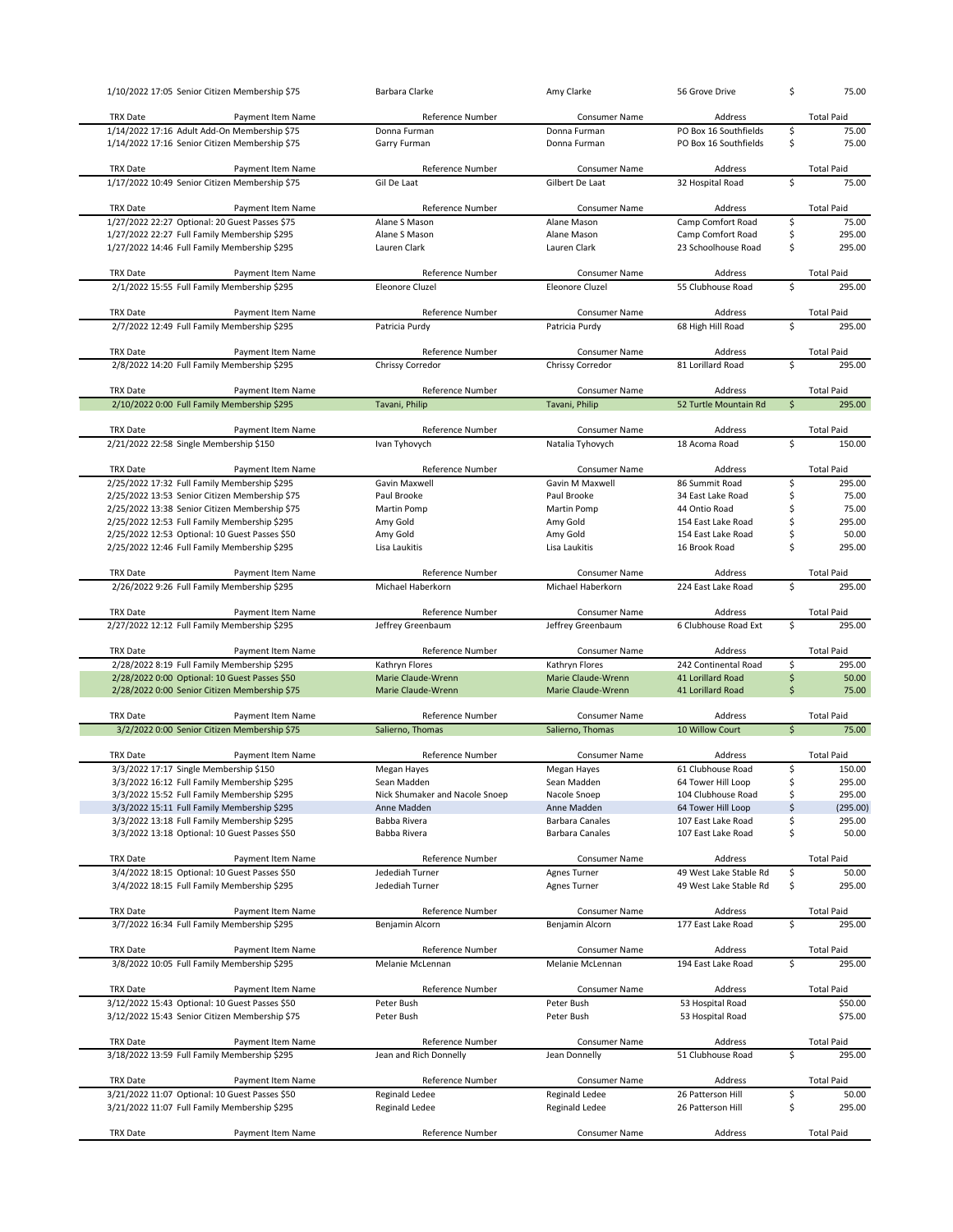| TRX Date | Payment Item Name | Reference Number | Consumer Name | Address | Total Paid |
|---|---|---|---|---|---|
| 1/10/2022 17:05 | Senior Citizen Membership $75 | Barbara Clarke | Amy Clarke | 56 Grove Drive | $ 75.00 |

| TRX Date | Payment Item Name | Reference Number | Consumer Name | Address | Total Paid |
|---|---|---|---|---|---|
| 1/14/2022 17:16 | Adult Add-On Membership $75 | Donna Furman | Donna Furman | PO Box 16 Southfields | $ 75.00 |
| 1/14/2022 17:16 | Senior Citizen Membership $75 | Garry Furman | Donna Furman | PO Box 16 Southfields | $ 75.00 |

| TRX Date | Payment Item Name | Reference Number | Consumer Name | Address | Total Paid |
|---|---|---|---|---|---|
| 1/17/2022 10:49 | Senior Citizen Membership $75 | Gil De Laat | Gilbert De Laat | 32 Hospital Road | $ 75.00 |

| TRX Date | Payment Item Name | Reference Number | Consumer Name | Address | Total Paid |
|---|---|---|---|---|---|
| 1/27/2022 22:27 | Optional: 20 Guest Passes $75 | Alane S Mason | Alane Mason | Camp Comfort Road | $ 75.00 |
| 1/27/2022 22:27 | Full Family Membership $295 | Alane S Mason | Alane Mason | Camp Comfort Road | $ 295.00 |
| 1/27/2022 14:46 | Full Family Membership $295 | Lauren Clark | Lauren Clark | 23 Schoolhouse Road | $ 295.00 |

| TRX Date | Payment Item Name | Reference Number | Consumer Name | Address | Total Paid |
|---|---|---|---|---|---|
| 2/1/2022 15:55 | Full Family Membership $295 | Eleonore Cluzel | Eleonore Cluzel | 55 Clubhouse Road | $ 295.00 |

| TRX Date | Payment Item Name | Reference Number | Consumer Name | Address | Total Paid |
|---|---|---|---|---|---|
| 2/7/2022 12:49 | Full Family Membership $295 | Patricia Purdy | Patricia Purdy | 68 High Hill Road | $ 295.00 |

| TRX Date | Payment Item Name | Reference Number | Consumer Name | Address | Total Paid |
|---|---|---|---|---|---|
| 2/8/2022 14:20 | Full Family Membership $295 | Chrissy Corredor | Chrissy Corredor | 81 Lorillard Road | $ 295.00 |

| TRX Date | Payment Item Name | Reference Number | Consumer Name | Address | Total Paid |
|---|---|---|---|---|---|
| 2/10/2022 0:00 | Full Family Membership $295 | Tavani, Philip | Tavani, Philip | 52 Turtle Mountain Rd | $ 295.00 |

| TRX Date | Payment Item Name | Reference Number | Consumer Name | Address | Total Paid |
|---|---|---|---|---|---|
| 2/21/2022 22:58 | Single Membership $150 | Ivan Tyhovych | Natalia Tyhovych | 18 Acoma Road | $ 150.00 |

| TRX Date | Payment Item Name | Reference Number | Consumer Name | Address | Total Paid |
|---|---|---|---|---|---|
| 2/25/2022 17:32 | Full Family Membership $295 | Gavin Maxwell | Gavin M Maxwell | 86 Summit Road | $ 295.00 |
| 2/25/2022 13:53 | Senior Citizen Membership $75 | Paul Brooke | Paul Brooke | 34 East Lake Road | $ 75.00 |
| 2/25/2022 13:38 | Senior Citizen Membership $75 | Martin Pomp | Martin Pomp | 44 Ontio Road | $ 75.00 |
| 2/25/2022 12:53 | Full Family Membership $295 | Amy Gold | Amy Gold | 154 East Lake Road | $ 295.00 |
| 2/25/2022 12:53 | Optional: 10 Guest Passes $50 | Amy Gold | Amy Gold | 154 East Lake Road | $ 50.00 |
| 2/25/2022 12:46 | Full Family Membership $295 | Lisa Laukitis | Lisa Laukitis | 16 Brook Road | $ 295.00 |

| TRX Date | Payment Item Name | Reference Number | Consumer Name | Address | Total Paid |
|---|---|---|---|---|---|
| 2/26/2022 9:26 | Full Family Membership $295 | Michael Haberkorn | Michael Haberkorn | 224 East Lake Road | $ 295.00 |

| TRX Date | Payment Item Name | Reference Number | Consumer Name | Address | Total Paid |
|---|---|---|---|---|---|
| 2/27/2022 12:12 | Full Family Membership $295 | Jeffrey Greenbaum | Jeffrey Greenbaum | 6 Clubhouse Road Ext | $ 295.00 |

| TRX Date | Payment Item Name | Reference Number | Consumer Name | Address | Total Paid |
|---|---|---|---|---|---|
| 2/28/2022 8:19 | Full Family Membership $295 | Kathryn Flores | Kathryn Flores | 242 Continental Road | $ 295.00 |
| 2/28/2022 0:00 | Optional: 10 Guest Passes $50 | Marie Claude-Wrenn | Marie Claude-Wrenn | 41 Lorillard Road | $ 50.00 |
| 2/28/2022 0:00 | Senior Citizen Membership $75 | Marie Claude-Wrenn | Marie Claude-Wrenn | 41 Lorillard Road | $ 75.00 |

| TRX Date | Payment Item Name | Reference Number | Consumer Name | Address | Total Paid |
|---|---|---|---|---|---|
| 3/2/2022 0:00 | Senior Citizen Membership $75 | Salierno, Thomas | Salierno, Thomas | 10 Willow Court | $ 75.00 |

| TRX Date | Payment Item Name | Reference Number | Consumer Name | Address | Total Paid |
|---|---|---|---|---|---|
| 3/3/2022 17:17 | Single Membership $150 | Megan Hayes | Megan Hayes | 61 Clubhouse Road | $ 150.00 |
| 3/3/2022 16:12 | Full Family Membership $295 | Sean Madden | Sean Madden | 64 Tower Hill Loop | $ 295.00 |
| 3/3/2022 15:52 | Full Family Membership $295 | Nick Shumaker and Nacole Snoep | Nacole Snoep | 104 Clubhouse Road | $ 295.00 |
| 3/3/2022 15:11 | Full Family Membership $295 | Anne Madden | Anne Madden | 64 Tower Hill Loop | $ (295.00) |
| 3/3/2022 13:18 | Full Family Membership $295 | Babba Rivera | Barbara Canales | 107 East Lake Road | $ 295.00 |
| 3/3/2022 13:18 | Optional: 10 Guest Passes $50 | Babba Rivera | Barbara Canales | 107 East Lake Road | $ 50.00 |

| TRX Date | Payment Item Name | Reference Number | Consumer Name | Address | Total Paid |
|---|---|---|---|---|---|
| 3/4/2022 18:15 | Optional: 10 Guest Passes $50 | Jedediah Turner | Agnes Turner | 49 West Lake Stable Rd | $ 50.00 |
| 3/4/2022 18:15 | Full Family Membership $295 | Jedediah Turner | Agnes Turner | 49 West Lake Stable Rd | $ 295.00 |

| TRX Date | Payment Item Name | Reference Number | Consumer Name | Address | Total Paid |
|---|---|---|---|---|---|
| 3/7/2022 16:34 | Full Family Membership $295 | Benjamin Alcorn | Benjamin Alcorn | 177 East Lake Road | $ 295.00 |

| TRX Date | Payment Item Name | Reference Number | Consumer Name | Address | Total Paid |
|---|---|---|---|---|---|
| 3/8/2022 10:05 | Full Family Membership $295 | Melanie McLennan | Melanie McLennan | 194 East Lake Road | $ 295.00 |

| TRX Date | Payment Item Name | Reference Number | Consumer Name | Address | Total Paid |
|---|---|---|---|---|---|
| 3/12/2022 15:43 | Optional: 10 Guest Passes $50 | Peter Bush | Peter Bush | 53 Hospital Road | $50.00 |
| 3/12/2022 15:43 | Senior Citizen Membership $75 | Peter Bush | Peter Bush | 53 Hospital Road | $75.00 |

| TRX Date | Payment Item Name | Reference Number | Consumer Name | Address | Total Paid |
|---|---|---|---|---|---|
| 3/18/2022 13:59 | Full Family Membership $295 | Jean and Rich Donnelly | Jean Donnelly | 51 Clubhouse Road | $ 295.00 |

| TRX Date | Payment Item Name | Reference Number | Consumer Name | Address | Total Paid |
|---|---|---|---|---|---|
| 3/21/2022 11:07 | Optional: 10 Guest Passes $50 | Reginald Ledee | Reginald Ledee | 26 Patterson Hill | $ 50.00 |
| 3/21/2022 11:07 | Full Family Membership $295 | Reginald Ledee | Reginald Ledee | 26 Patterson Hill | $ 295.00 |

| TRX Date | Payment Item Name | Reference Number | Consumer Name | Address | Total Paid |
|---|---|---|---|---|---|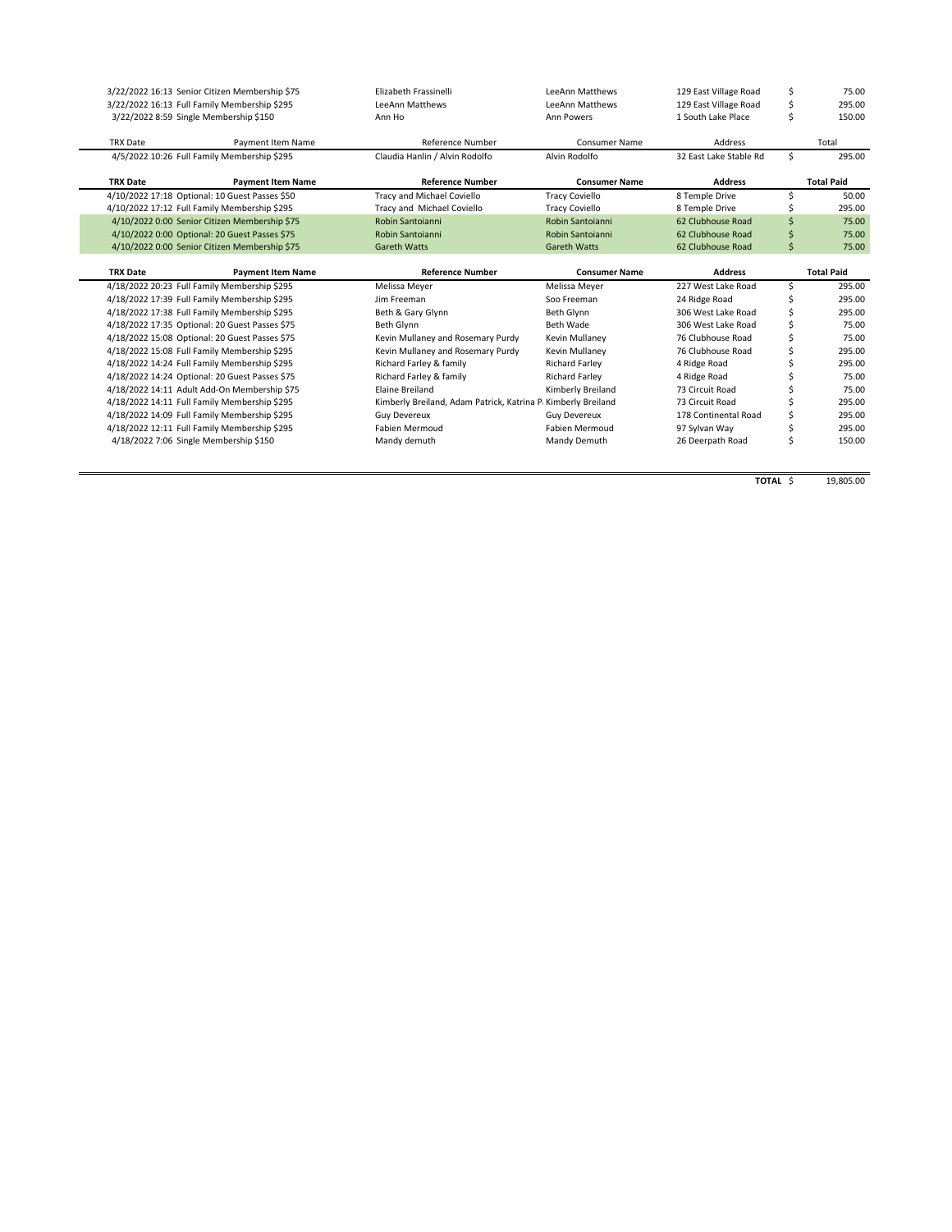| TRX Date | Payment Item Name | Reference Number | Consumer Name | Address | Total |
|---|---|---|---|---|---|
| 3/22/2022 16:13 | Senior Citizen Membership $75 | Elizabeth Frassinelli | LeeAnn Matthews | 129 East Village Road | $ 75.00 |
| 3/22/2022 16:13 | Full Family Membership $295 | LeeAnn Matthews | LeeAnn Matthews | 129 East Village Road | $ 295.00 |
| 3/22/2022 8:59 | Single Membership $150 | Ann Ho | Ann Powers | 1 South Lake Place | $ 150.00 |

| TRX Date | Payment Item Name | Reference Number | Consumer Name | Address | Total |
|---|---|---|---|---|---|
| 4/5/2022 10:26 | Full Family Membership $295 | Claudia Hanlin / Alvin Rodolfo | Alvin Rodolfo | 32 East Lake Stable Rd | $ 295.00 |

| **TRX Date** | **Payment Item Name** | **Reference Number** | **Consumer Name** | **Address** | **Total Paid** |
|---|---|---|---|---|---|
| 4/10/2022 17:18 | Optional: 10 Guest Passes $50 | Tracy and Michael Coviello | Tracy Coviello | 8 Temple Drive | $ 50.00 |
| 4/10/2022 17:12 | Full Family Membership $295 | Tracy and Michael Coviello | Tracy Coviello | 8 Temple Drive | $ 295.00 |
| 4/10/2022 0:00 | Senior Citizen Membership $75 | Robin Santoianni | Robin Santoianni | 62 Clubhouse Road | $ 75.00 |
| 4/10/2022 0:00 | Optional: 20 Guest Passes $75 | Robin Santoianni | Robin Santoianni | 62 Clubhouse Road | $ 75.00 |
| 4/10/2022 0:00 | Senior Citizen Membership $75 | Gareth Watts | Gareth Watts | 62 Clubhouse Road | $ 75.00 |

| **TRX Date** | **Payment Item Name** | **Reference Number** | **Consumer Name** | **Address** | **Total Paid** |
|---|---|---|---|---|---|
| 4/18/2022 20:23 | Full Family Membership $295 | Melissa Meyer | Melissa Meyer | 227 West Lake Road | $ 295.00 |
| 4/18/2022 17:39 | Full Family Membership $295 | Jim Freeman | Soo Freeman | 24 Ridge Road | $ 295.00 |
| 4/18/2022 17:38 | Full Family Membership $295 | Beth & Gary Glynn | Beth Glynn | 306 West Lake Road | $ 295.00 |
| 4/18/2022 17:35 | Optional: 20 Guest Passes $75 | Beth Glynn | Beth Wade | 306 West Lake Road | $ 75.00 |
| 4/18/2022 15:08 | Optional: 20 Guest Passes $75 | Kevin Mullaney and Rosemary Purdy | Kevin Mullaney | 76 Clubhouse Road | $ 75.00 |
| 4/18/2022 15:08 | Full Family Membership $295 | Kevin Mullaney and Rosemary Purdy | Kevin Mullaney | 76 Clubhouse Road | $ 295.00 |
| 4/18/2022 14:24 | Full Family Membership $295 | Richard Farley & family | Richard Farley | 4 Ridge Road | $ 295.00 |
| 4/18/2022 14:24 | Optional: 20 Guest Passes $75 | Richard Farley & family | Richard Farley | 4 Ridge Road | $ 75.00 |
| 4/18/2022 14:11 | Adult Add-On Membership $75 | Elaine Breiland | Kimberly Breiland | 73 Circuit Road | $ 75.00 |
| 4/18/2022 14:11 | Full Family Membership $295 | Kimberly Breiland, Adam Patrick, Katrina P | Kimberly Breiland | 73 Circuit Road | $ 295.00 |
| 4/18/2022 14:09 | Full Family Membership $295 | Guy Devereux | Guy Devereux | 178 Continental Road | $ 295.00 |
| 4/18/2022 12:11 | Full Family Membership $295 | Fabien Mermoud | Fabien Mermoud | 97 Sylvan Way | $ 295.00 |
| 4/18/2022 7:06 | Single Membership $150 | Mandy demuth | Mandy Demuth | 26 Deerpath Road | $ 150.00 |
| | | | | **TOTAL** | $ 19,805.00 |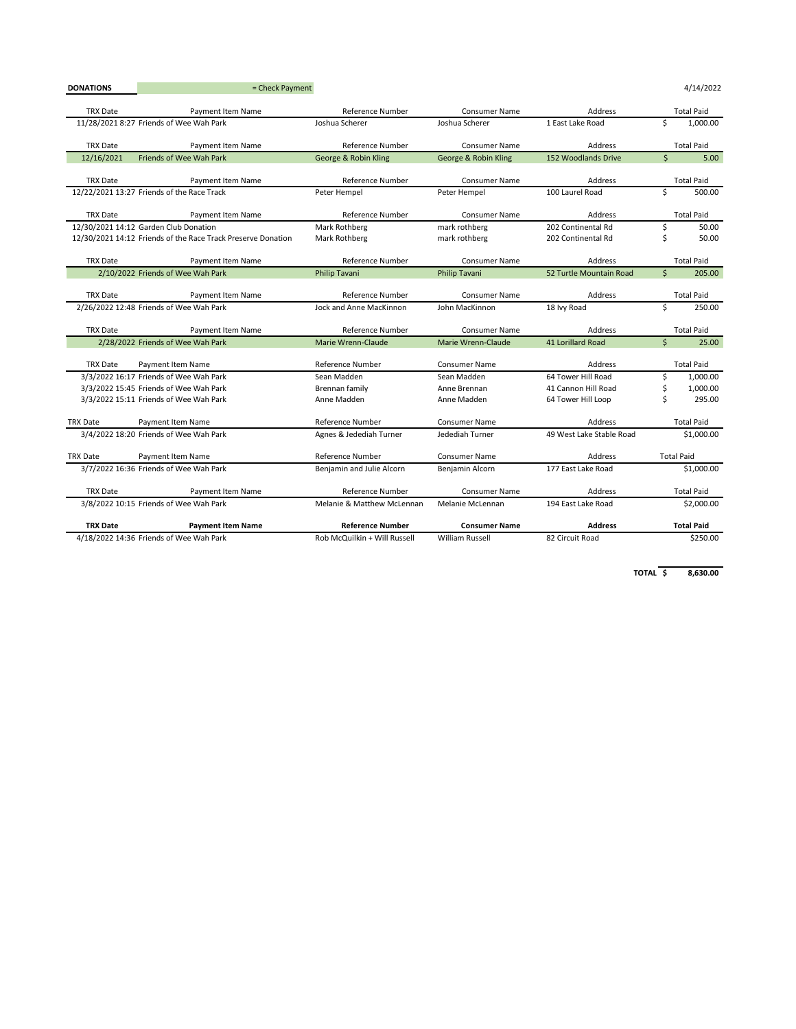**DONATIONS** = Check Payment 4/14/2022

| TRX Date | Payment Item Name | Reference Number | Consumer Name | Address | Total Paid |
|---|---|---|---|---|---|
| 11/28/2021 8:27 | Friends of Wee Wah Park | Joshua Scherer | Joshua Scherer | 1 East Lake Road | $ 1,000.00 |

| TRX Date | Payment Item Name | Reference Number | Consumer Name | Address | Total Paid |
|---|---|---|---|---|---|
| 12/16/2021 | Friends of Wee Wah Park | George & Robin Kling | George & Robin Kling | 152 Woodlands Drive | $ 5.00 |

| TRX Date | Payment Item Name | Reference Number | Consumer Name | Address | Total Paid |
|---|---|---|---|---|---|
| 12/22/2021 13:27 | Friends of the Race Track | Peter Hempel | Peter Hempel | 100 Laurel Road | $ 500.00 |

| TRX Date | Payment Item Name | Reference Number | Consumer Name | Address | Total Paid |
|---|---|---|---|---|---|
| 12/30/2021 14:12 | Garden Club Donation | Mark Rothberg | mark rothberg | 202 Continental Rd | $ 50.00 |
| 12/30/2021 14:12 | Friends of the Race Track Preserve Donation | Mark Rothberg | mark rothberg | 202 Continental Rd | $ 50.00 |

| TRX Date | Payment Item Name | Reference Number | Consumer Name | Address | Total Paid |
|---|---|---|---|---|---|
| 2/10/2022 | Friends of Wee Wah Park | Philip Tavani | Philip Tavani | 52 Turtle Mountain Road | $ 205.00 |

| TRX Date | Payment Item Name | Reference Number | Consumer Name | Address | Total Paid |
|---|---|---|---|---|---|
| 2/26/2022 12:48 | Friends of Wee Wah Park | Jock and Anne MacKinnon | John MacKinnon | 18 Ivy Road | $ 250.00 |

| TRX Date | Payment Item Name | Reference Number | Consumer Name | Address | Total Paid |
|---|---|---|---|---|---|
| 2/28/2022 | Friends of Wee Wah Park | Marie Wrenn-Claude | Marie Wrenn-Claude | 41 Lorillard Road | $ 25.00 |

| TRX Date | Payment Item Name | Reference Number | Consumer Name | Address | Total Paid |
|---|---|---|---|---|---|
| 3/3/2022 16:17 | Friends of Wee Wah Park | Sean Madden | Sean Madden | 64 Tower Hill Road | $ 1,000.00 |
| 3/3/2022 15:45 | Friends of Wee Wah Park | Brennan family | Anne Brennan | 41 Cannon Hill Road | $ 1,000.00 |
| 3/3/2022 15:11 | Friends of Wee Wah Park | Anne Madden | Anne Madden | 64 Tower Hill Loop | $ 295.00 |

| TRX Date | Payment Item Name | Reference Number | Consumer Name | Address | Total Paid |
|---|---|---|---|---|---|
| 3/4/2022 18:20 | Friends of Wee Wah Park | Agnes & Jedediah Turner | Jedediah Turner | 49 West Lake Stable Road | $1,000.00 |

| TRX Date | Payment Item Name | Reference Number | Consumer Name | Address | Total Paid |
|---|---|---|---|---|---|
| 3/7/2022 16:36 | Friends of Wee Wah Park | Benjamin and Julie Alcorn | Benjamin Alcorn | 177 East Lake Road | $1,000.00 |

| TRX Date | Payment Item Name | Reference Number | Consumer Name | Address | Total Paid |
|---|---|---|---|---|---|
| 3/8/2022 10:15 | Friends of Wee Wah Park | Melanie & Matthew McLennan | Melanie McLennan | 194 East Lake Road | $2,000.00 |

| **TRX Date** | **Payment Item Name** | **Reference Number** | **Consumer Name** | **Address** | **Total Paid** |
|---|---|---|---|---|---|
| 4/18/2022 14:36 | Friends of Wee Wah Park | Rob McQuilkin + Will Russell | William Russell | 82 Circuit Road | $250.00 |

**TOTAL $ 8,630.00**